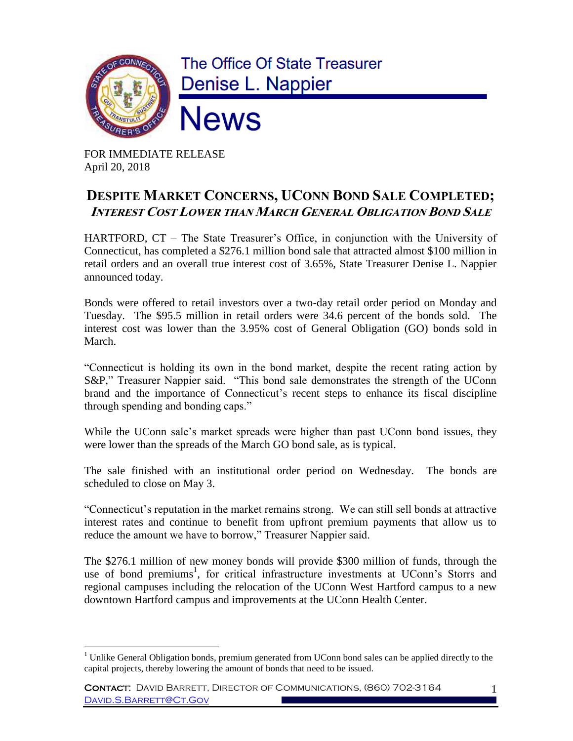# The Office Of State Treasurer
## Denise L. Nappier
# News

FOR IMMEDIATE RELEASE
April 20, 2018

## DESPITE MARKET CONCERNS, UCONN BOND SALE COMPLETED;
### *INTEREST COST LOWER THAN MARCH GENERAL OBLIGATION BOND SALE*

HARTFORD, CT – The State Treasurer's Office, in conjunction with the University of Connecticut, has completed a $276.1 million bond sale that attracted almost $100 million in retail orders and an overall true interest cost of 3.65%, State Treasurer Denise L. Nappier announced today.

Bonds were offered to retail investors over a two-day retail order period on Monday and Tuesday. The $95.5 million in retail orders were 34.6 percent of the bonds sold. The interest cost was lower than the 3.95% cost of General Obligation (GO) bonds sold in March.

"Connecticut is holding its own in the bond market, despite the recent rating action by S&P," Treasurer Nappier said. "This bond sale demonstrates the strength of the UConn brand and the importance of Connecticut's recent steps to enhance its fiscal discipline through spending and bonding caps."

While the UConn sale's market spreads were higher than past UConn bond issues, they were lower than the spreads of the March GO bond sale, as is typical.

The sale finished with an institutional order period on Wednesday. The bonds are scheduled to close on May 3.

"Connecticut's reputation in the market remains strong. We can still sell bonds at attractive interest rates and continue to benefit from upfront premium payments that allow us to reduce the amount we have to borrow," Treasurer Nappier said.

The $276.1 million of new money bonds will provide $300 million of funds, through the use of bond premiums[1], for critical infrastructure investments at UConn's Storrs and regional campuses including the relocation of the UConn West Hartford campus to a new downtown Hartford campus and improvements at the UConn Health Center.

[1] Unlike General Obligation bonds, premium generated from UConn bond sales can be applied directly to the capital projects, thereby lowering the amount of bonds that need to be issued.

CONTACT: DAVID BARRETT, DIRECTOR OF COMMUNICATIONS, (860) 702-3164
DAVID.S.BARRETT@CT.GOV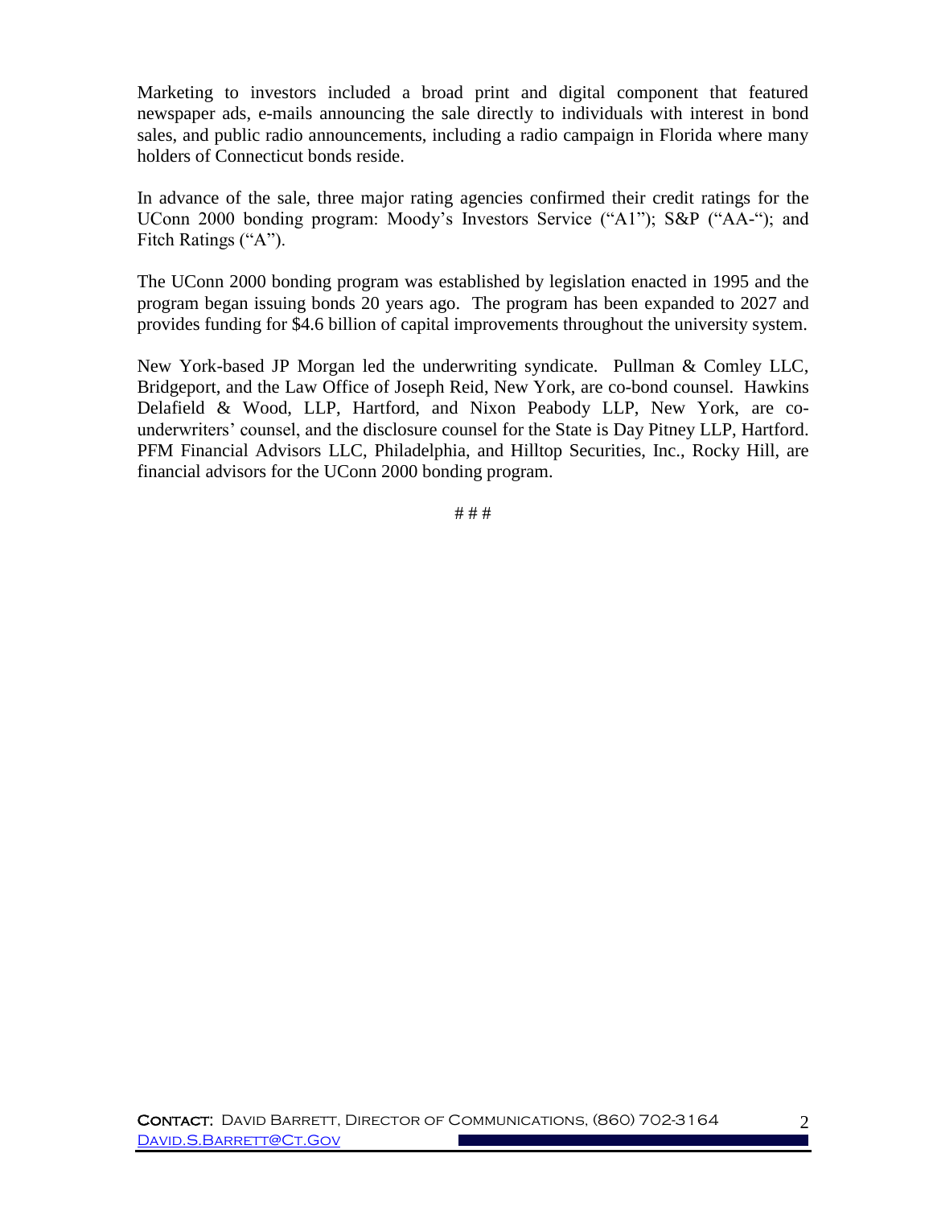Marketing to investors included a broad print and digital component that featured newspaper ads, e-mails announcing the sale directly to individuals with interest in bond sales, and public radio announcements, including a radio campaign in Florida where many holders of Connecticut bonds reside.

In advance of the sale, three major rating agencies confirmed their credit ratings for the UConn 2000 bonding program: Moody's Investors Service ("A1"); S&P ("AA-"); and Fitch Ratings ("A").

The UConn 2000 bonding program was established by legislation enacted in 1995 and the program began issuing bonds 20 years ago. The program has been expanded to 2027 and provides funding for $4.6 billion of capital improvements throughout the university system.

New York-based JP Morgan led the underwriting syndicate. Pullman & Comley LLC, Bridgeport, and the Law Office of Joseph Reid, New York, are co-bond counsel. Hawkins Delafield & Wood, LLP, Hartford, and Nixon Peabody LLP, New York, are co-underwriters' counsel, and the disclosure counsel for the State is Day Pitney LLP, Hartford. PFM Financial Advisors LLC, Philadelphia, and Hilltop Securities, Inc., Rocky Hill, are financial advisors for the UConn 2000 bonding program.

# # #

**Contact:** David Barrett, Director of Communications, (860) 702-3164
David.S.Barrett@Ct.Gov